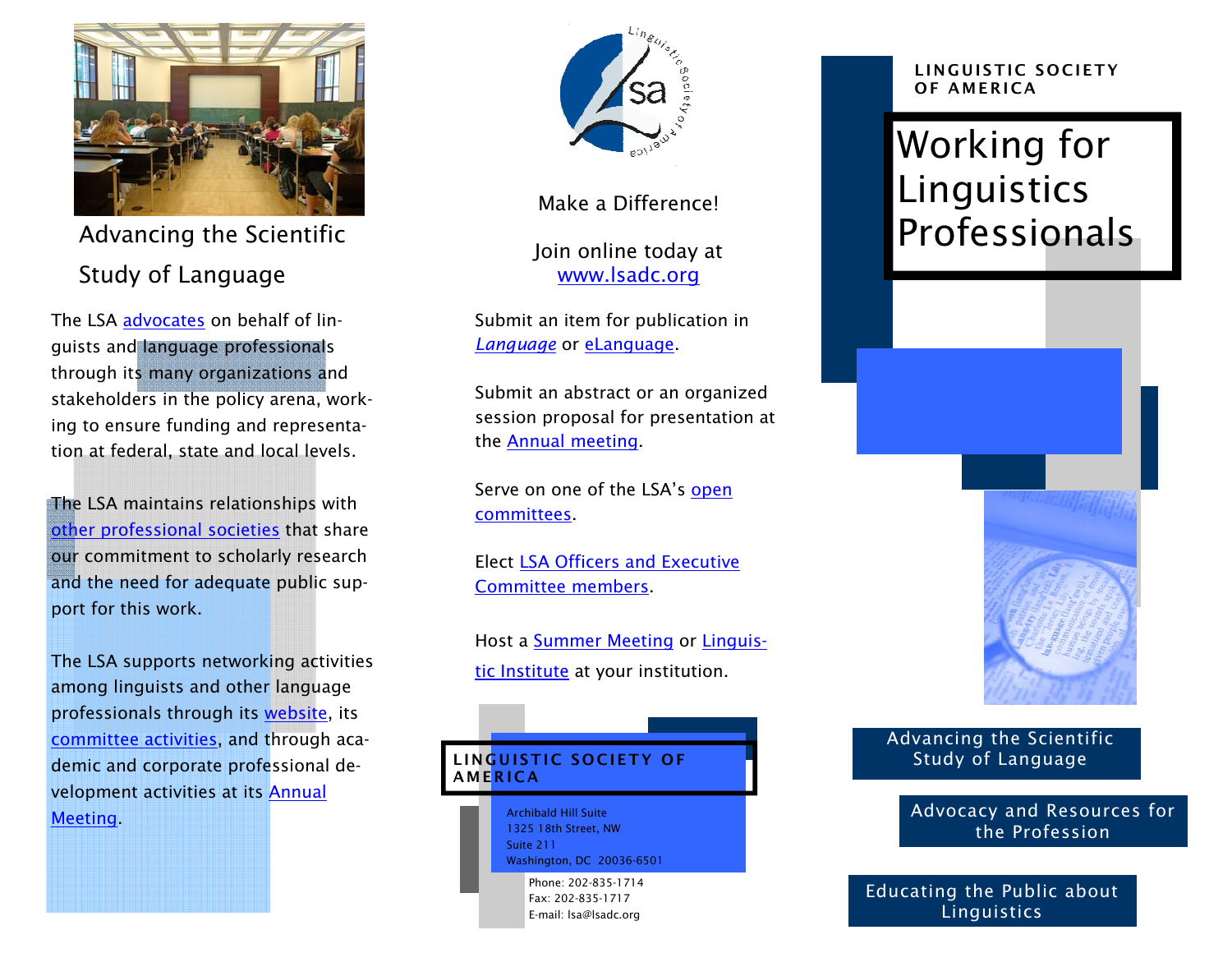## Advancing the Scientific Study of Language

The LSA advocates on behalf of linguists and language professionals through its many organizations and stakeholders in the policy arena, working to ensure funding and representation at federal, state and local levels.

The LSA maintains relationships with other professional societies that share our commitment to scholarly research and the need for adequate public support for this work.

The LSA supports networking activities among linguists and other language professionals through its website, its committee activities, and through academic and corporate professional development activities at its Annual Meeting.

Make a Difference!

Join online today at www.lsadc.org

Submit an item for publication in *Language* or eLanguage.

Submit an abstract or an organized session proposal for presentation at the Annual meeting.

Serve on one of the LSA's open committees.

Elect LSA Officers and Executive Committee members.

Host a Summer Meeting or Linguistic Institute at your institution.

**LINGUISTIC SOCIETY OF AMERICA**

Archibald Hill Suite
1325 18th Street, NW
Suite 211
Washington, DC 20036-6501

Phone: 202-835-1714
Fax: 202-835-1717
E-mail: lsa@lsadc.org

**LINGUISTIC SOCIETY OF AMERICA**

# Working for Linguistics Professionals

Advancing the Scientific Study of Language

Advocacy and Resources for the Profession

Educating the Public about Linguistics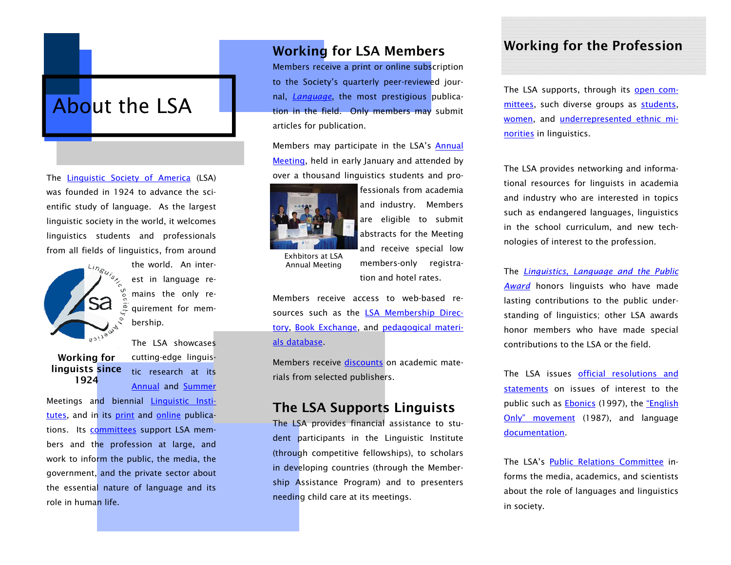# About the LSA

The Linguistic Society of America (LSA) was founded in 1924 to advance the scientific study of language. As the largest linguistic society in the world, it welcomes linguistics students and professionals from all fields of linguistics, from around the world. An interest in language remains the only requirement for membership.

**Working for linguists since 1924**

The LSA showcases cutting-edge linguistic research at its Annual and Summer Meetings and biennial Linguistic Institutes, and in its print and online publications. Its committees support LSA members and the profession at large, and work to inform the public, the media, the government, and the private sector about the essential nature of language and its role in human life.

## Working for LSA Members

Members receive a print or online subscription to the Society's quarterly peer-reviewed journal, *Language*, the most prestigious publication in the field. Only members may submit articles for publication.

Members may participate in the LSA's Annual Meeting, held in early January and attended by over a thousand linguistics students and professionals from academia and industry. Members are eligible to submit abstracts for the Meeting and receive special low members-only registration and hotel rates.

Exhbitors at LSA Annual Meeting

Members receive access to web-based resources such as the LSA Membership Directory, Book Exchange, and pedagogical materials database.

Members receive discounts on academic materials from selected publishers.

## The LSA Supports Linguists

The LSA provides financial assistance to student participants in the Linguistic Institute (through competitive fellowships), to scholars in developing countries (through the Membership Assistance Program) and to presenters needing child care at its meetings.

## Working for the Profession

The LSA supports, through its open committees, such diverse groups as students, women, and underrepresented ethnic minorities in linguistics.

The LSA provides networking and informational resources for linguists in academia and industry who are interested in topics such as endangered languages, linguistics in the school curriculum, and new technologies of interest to the profession.

The *Linguistics, Language and the Public Award* honors linguists who have made lasting contributions to the public understanding of linguistics; other LSA awards honor members who have made special contributions to the LSA or the field.

The LSA issues official resolutions and statements on issues of interest to the public such as Ebonics (1997), the "English Only" movement (1987), and language documentation.

The LSA's Public Relations Committee informs the media, academics, and scientists about the role of languages and linguistics in society.